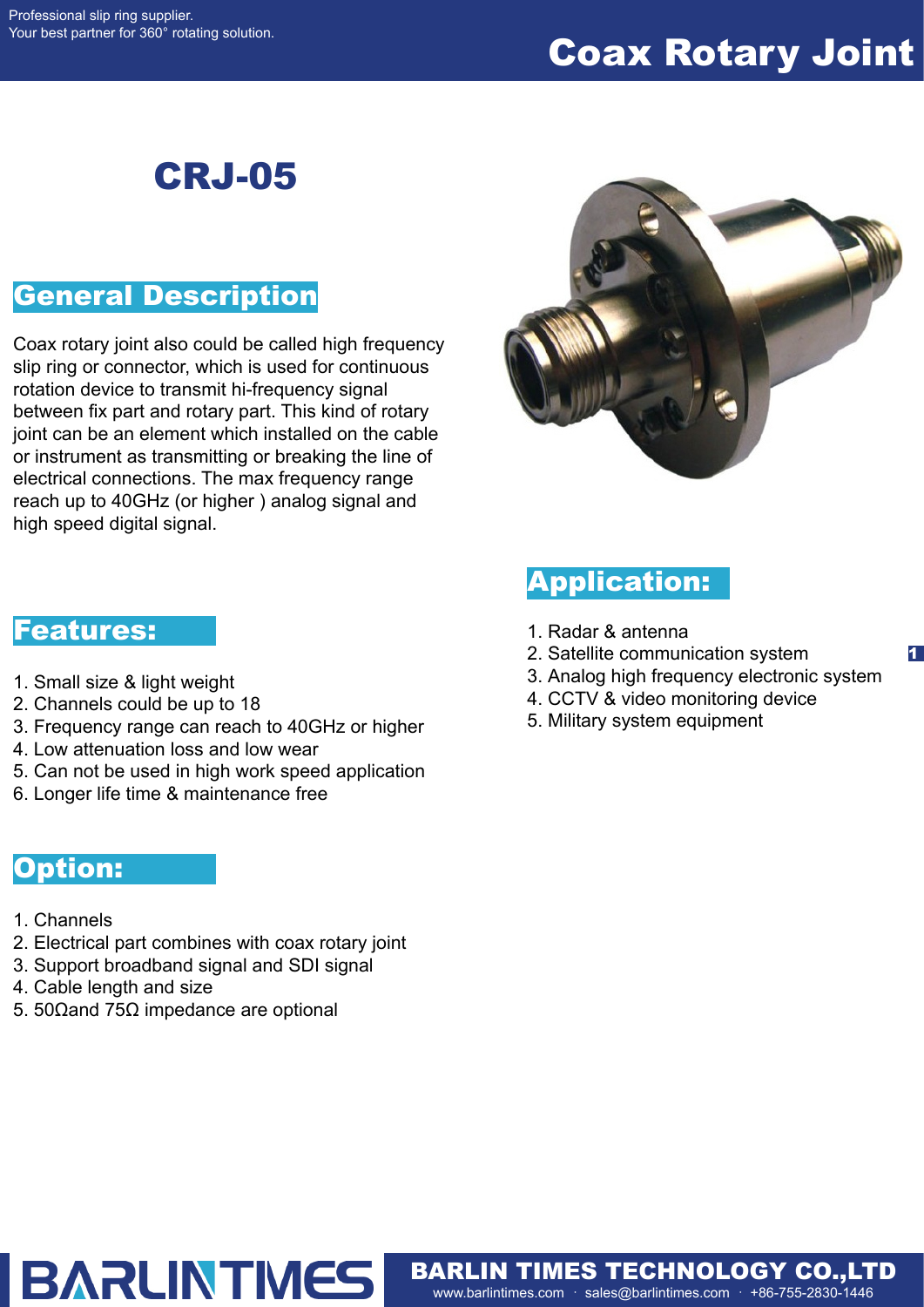# Coax Rotary Joint

## CRJ-05

### General Description

Coax rotary joint also could be called high frequency slip ring or connector, which is used for continuous rotation device to transmit hi-frequency signal between fix part and rotary part. This kind of rotary joint can be an element which installed on the cable or instrument as transmitting or breaking the line of electrical connections. The max frequency range reach up to 40GHz (or higher ) analog signal and high speed digital signal.

### Features:

1. Small size & light weight
2. Channels could be up to 18
3. Frequency range can reach to 40GHz or higher
4. Low attenuation loss and low wear
5. Can not be used in high work speed application
6. Longer life time & maintenance free

### Option:

1. Channels
2. Electrical part combines with coax rotary joint
3. Support broadband signal and SDI signal
4. Cable length and size
5. 50Ωand 75Ω impedance are optional

### Application:

1. Radar & antenna
2. Satellite communication system
3. Analog high frequency electronic system
4. CCTV & video monitoring device
5. Military system equipment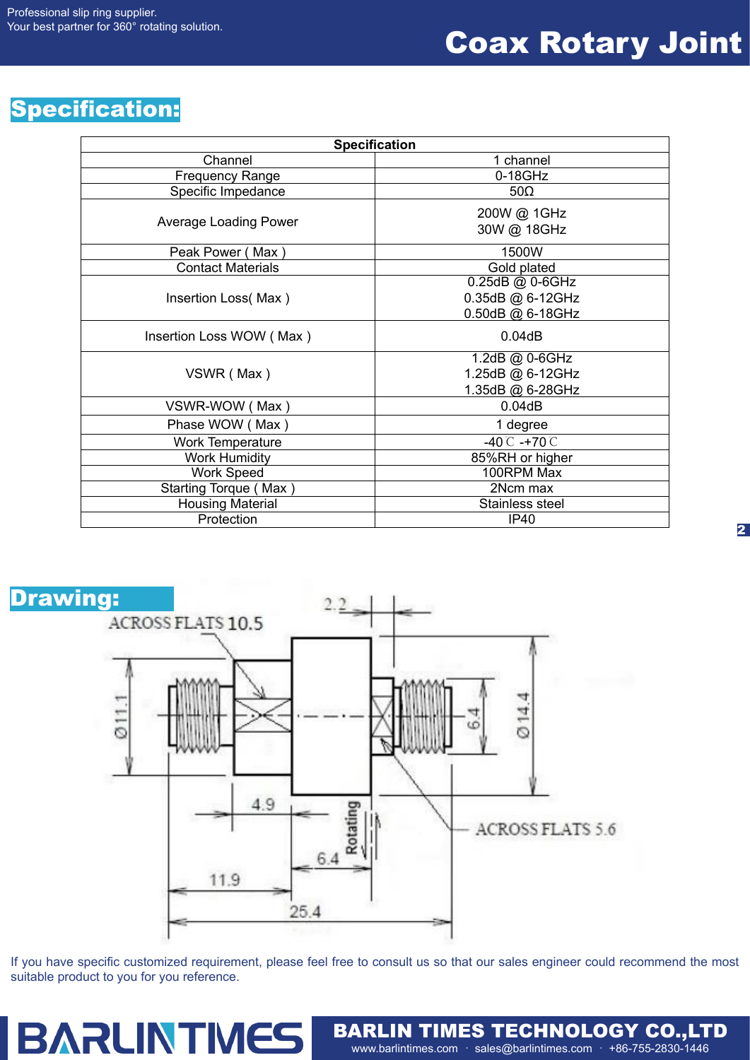## Specification:

| Specification | |
|---|---|
| Channel | 1 channel |
| Frequency Range | 0-18GHz |
| Specific Impedance | 50Ω |
| Average Loading Power | 200W @ 1GHz<br>30W @ 18GHz |
| Peak Power ( Max ) | 1500W |
| Contact Materials | Gold plated |
| Insertion Loss( Max ) | 0.25dB @ 0-6GHz<br>0.35dB @ 6-12GHz<br>0.50dB @ 6-18GHz |
| Insertion Loss WOW ( Max ) | 0.04dB |
| VSWR ( Max ) | 1.2dB @ 0-6GHz<br>1.25dB @ 6-12GHz<br>1.35dB @ 6-28GHz |
| VSWR-WOW ( Max ) | 0.04dB |
| Phase WOW ( Max ) | 1 degree |
| Work Temperature | -40℃ -+70℃ |
| Work Humidity | 85%RH or higher |
| Work Speed | 100RPM Max |
| Starting Torque ( Max ) | 2Ncm max |
| Housing Material | Stainless steel |
| Protection | IP40 |

## Drawing:

ACROSS FLATS 10.5

2.2

Ø11.1

6.4

Ø14.4

4.9

Rotating

ACROSS FLATS 5.6

6.4

11.9

25.4

If you have specific customized requirement, please feel free to consult us so that our sales engineer could recommend the most suitable product to you for you reference.

BARLINTIMES

BARLIN TIMES TECHNOLOGY CO.,LTD
www.barlintimes.com · sales@barlintimes.com · +86-755-2830-1446